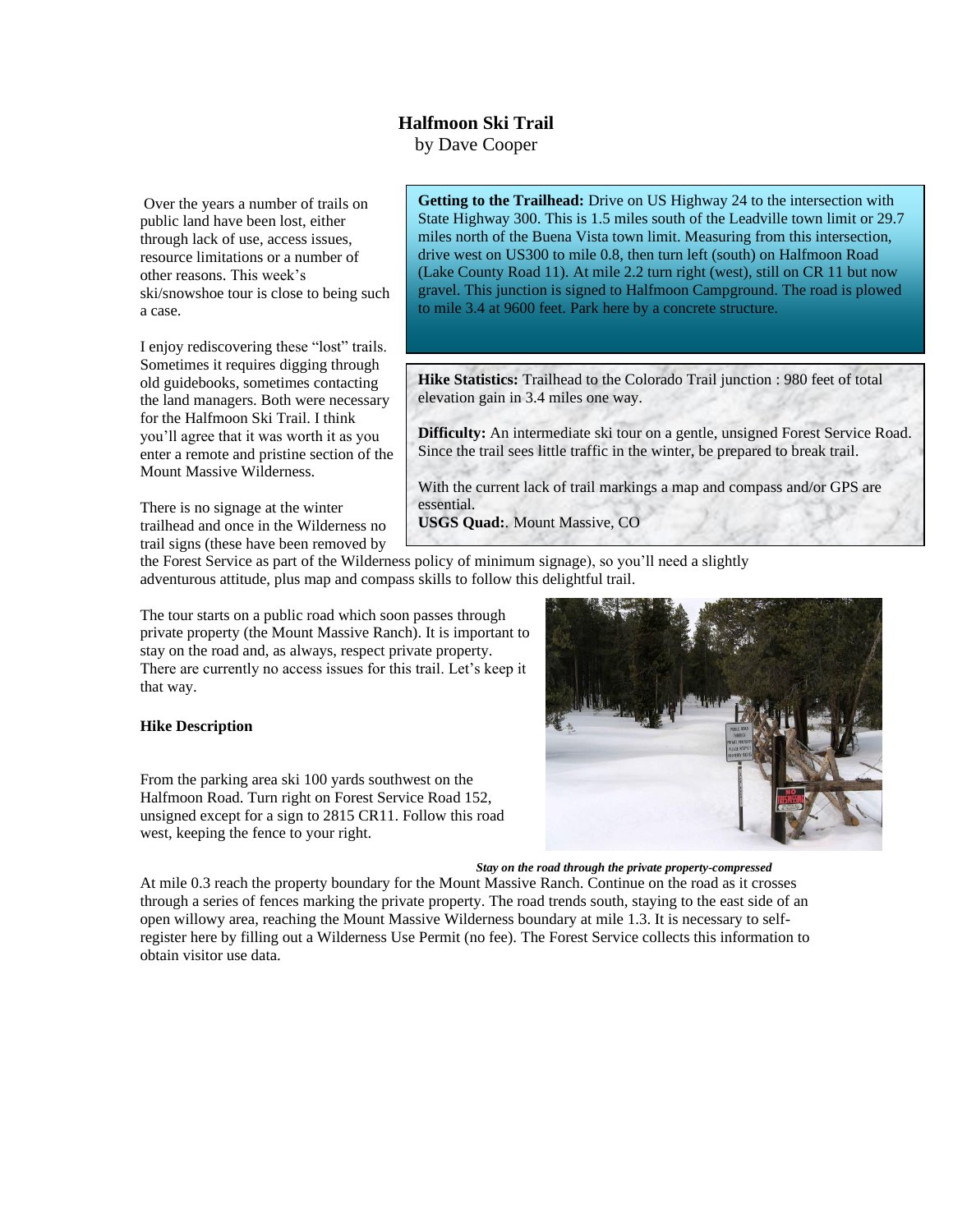# Halfmoon Ski Trail

by Dave Cooper

**Getting to the Trailhead:** Drive on US Highway 24 to the intersection with State Highway 300. This is 1.5 miles south of the Leadville town limit or 29.7 miles north of the Buena Vista town limit. Measuring from this intersection, drive west on US300 to mile 0.8, then turn left (south) on Halfmoon Road (Lake County Road 11). At mile 2.2 turn right (west), still on CR 11 but now gravel. This junction is signed to Halfmoon Campground. The road is plowed to mile 3.4 at 9600 feet. Park here by a concrete structure.

**Hike Statistics:** Trailhead to the Colorado Trail junction : 980 feet of total elevation gain in 3.4 miles one way.

**Difficulty:** An intermediate ski tour on a gentle, unsigned Forest Service Road. Since the trail sees little traffic in the winter, be prepared to break trail.

With the current lack of trail markings a map and compass and/or GPS are essential.

**USGS Quad:**. Mount Massive, CO

Over the years a number of trails on public land have been lost, either through lack of use, access issues, resource limitations or a number of other reasons. This week's ski/snowshoe tour is close to being such a case.

I enjoy rediscovering these "lost" trails. Sometimes it requires digging through old guidebooks, sometimes contacting the land managers. Both were necessary for the Halfmoon Ski Trail. I think you'll agree that it was worth it as you enter a remote and pristine section of the Mount Massive Wilderness.

There is no signage at the winter trailhead and once in the Wilderness no trail signs (these have been removed by the Forest Service as part of the Wilderness policy of minimum signage), so you'll need a slightly adventurous attitude, plus map and compass skills to follow this delightful trail.

The tour starts on a public road which soon passes through private property (the Mount Massive Ranch). It is important to stay on the road and, as always, respect private property. There are currently no access issues for this trail. Let's keep it that way.

**Hike Description**

From the parking area ski 100 yards southwest on the Halfmoon Road. Turn right on Forest Service Road 152, unsigned except for a sign to 2815 CR11. Follow this road west, keeping the fence to your right.

***Stay on the road through the private property-compressed***

At mile 0.3 reach the property boundary for the Mount Massive Ranch. Continue on the road as it crosses through a series of fences marking the private property. The road trends south, staying to the east side of an open willowy area, reaching the Mount Massive Wilderness boundary at mile 1.3. It is necessary to self-register here by filling out a Wilderness Use Permit (no fee). The Forest Service collects this information to obtain visitor use data.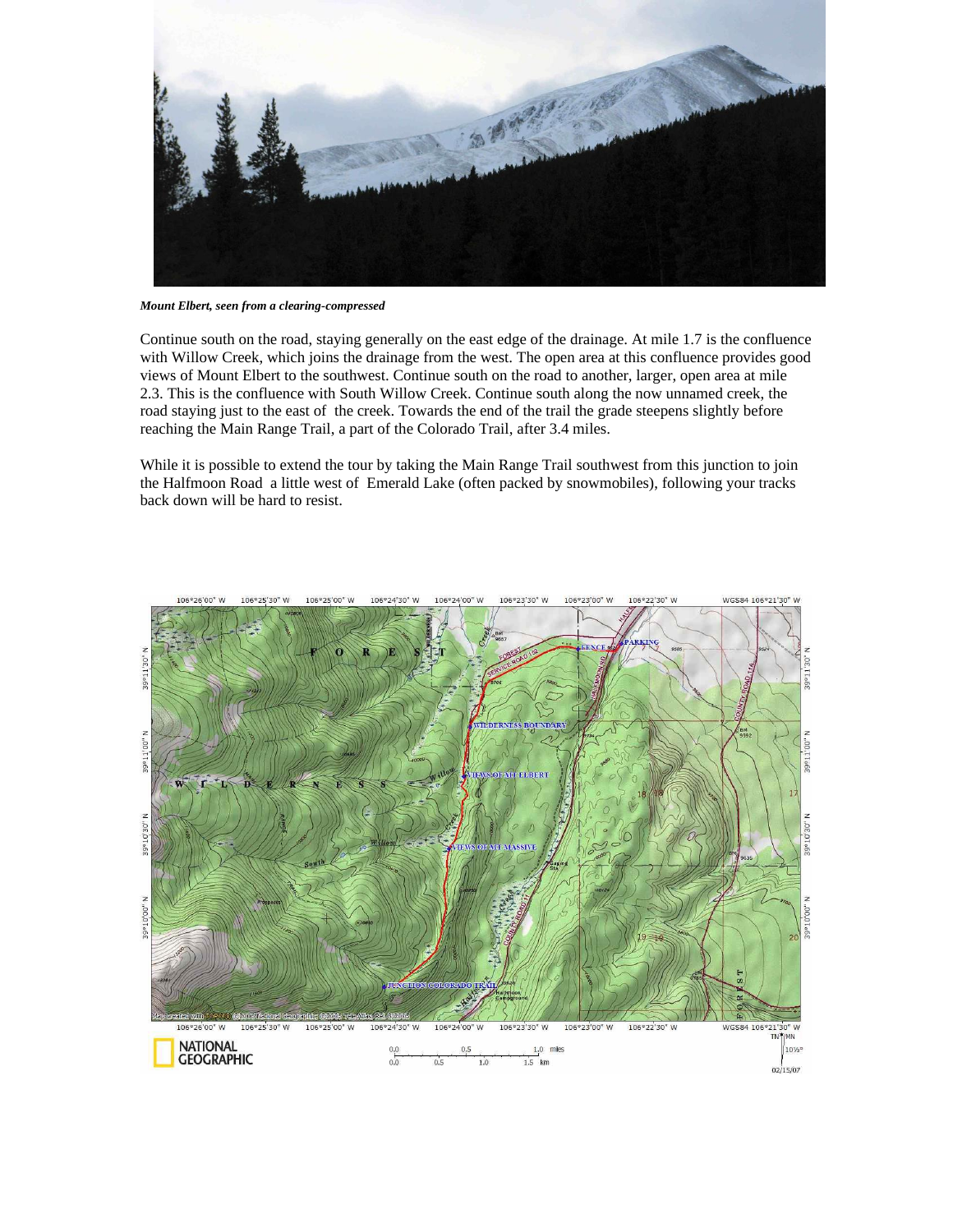*Mount Elbert, seen from a clearing-compressed*

Continue south on the road, staying generally on the east edge of the drainage. At mile 1.7 is the confluence with Willow Creek, which joins the drainage from the west. The open area at this confluence provides good views of Mount Elbert to the southwest. Continue south on the road to another, larger, open area at mile 2.3. This is the confluence with South Willow Creek. Continue south along the now unnamed creek, the road staying just to the east of the creek. Towards the end of the trail the grade steepens slightly before reaching the Main Range Trail, a part of the Colorado Trail, after 3.4 miles.

While it is possible to extend the tour by taking the Main Range Trail southwest from this junction to join the Halfmoon Road a little west of Emerald Lake (often packed by snowmobiles), following your tracks back down will be hard to resist.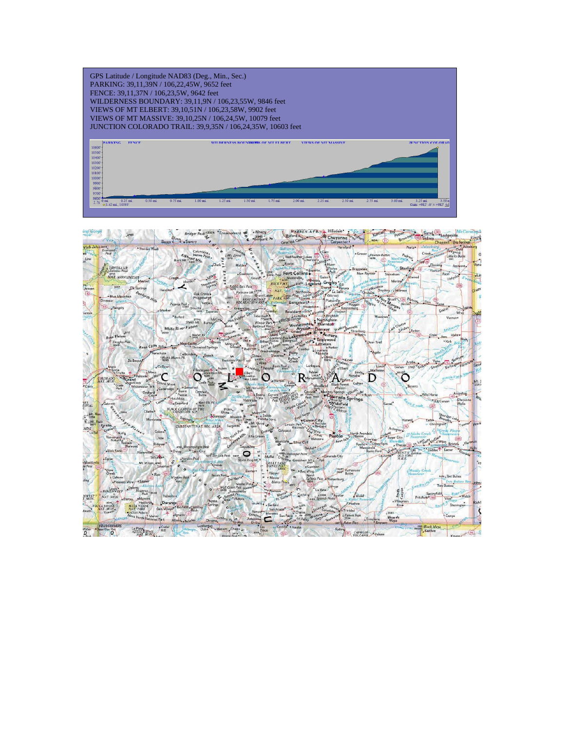GPS Latitude / Longitude NAD83 (Deg., Min., Sec.)
PARKING: 39,11,39N / 106,22,45W, 9652 feet
FENCE: 39,11,37N / 106,23,5W, 9642 feet
WILDERNESS BOUNDARY: 39,11,9N / 106,23,55W, 9846 feet
VIEWS OF MT ELBERT: 39,10,51N / 106,23,58W, 9902 feet
VIEWS OF MT MASSIVE: 39,10,25N / 106,24,5W, 10079 feet
JUNCTION COLORADO TRAIL: 39,9,35N / 106,24,35W, 10603 feet

PARKING FENCE WILDERNESS BOUNDARY VIEWS OF MT ELBERT VIEWS OF MT MASSIVE JUNCTION COLORADO

10600' 10500' 10400' 10300' 10200' 10100' 10000' 9900' 9800' 9700' 9600'

0 mi. 0.25 mi. 0.50 mi. 0.75 mi. 1.00 mi. 1.25 mi. 1.50 mi. 1.75 mi. 2.00 mi. 2.25 mi. 2.50 mi. 2.75 mi. 3.00 mi. 3.25 mi. 3.50 mi.

2.7% 3.42 mi., 10593'

Gain: +982' -0' = +982'